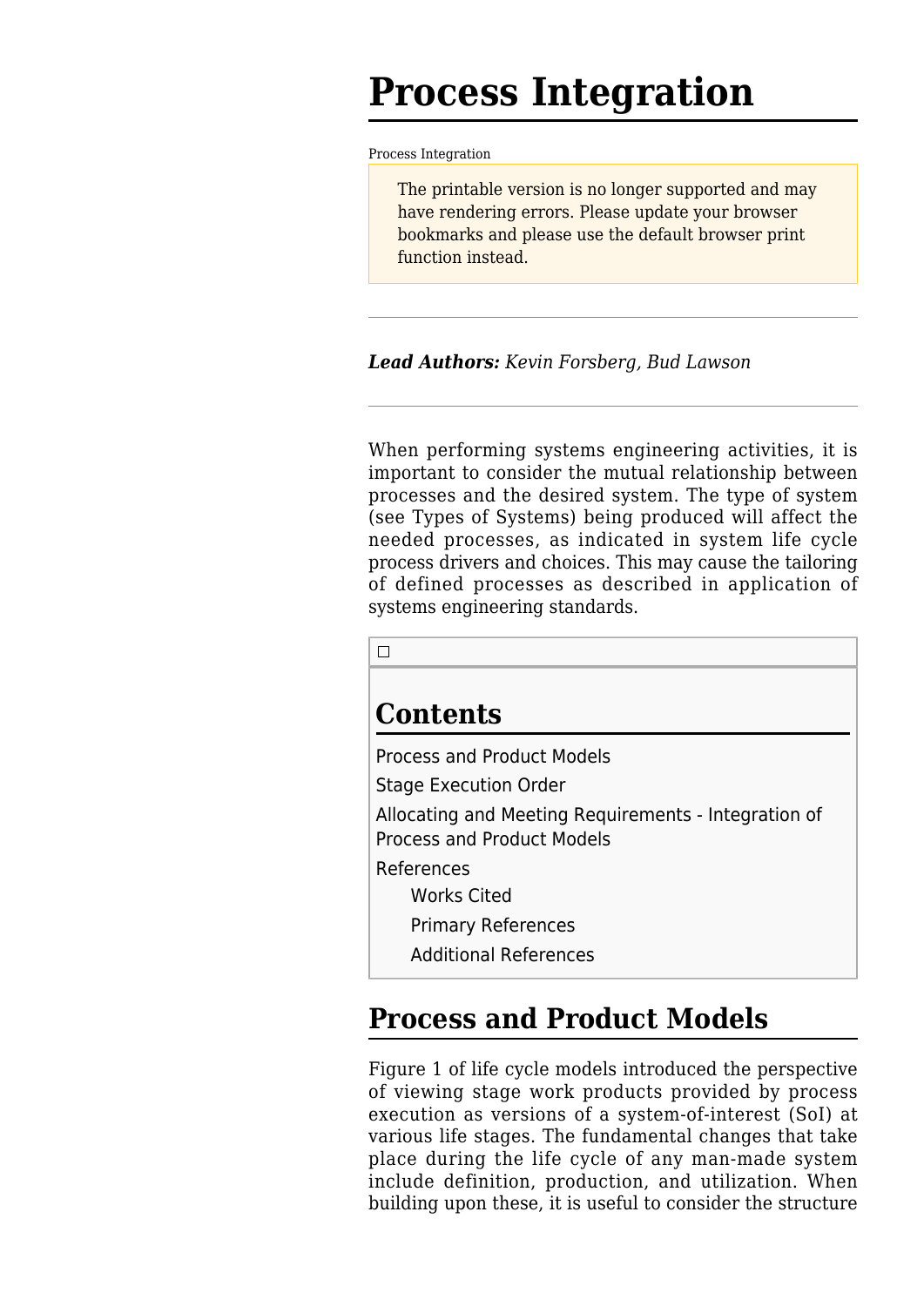# Process Integration

Process Integration

> The printable version is no longer supported and may have rendering errors. Please update your browser bookmarks and please use the default browser print function instead.

---

***Lead Authors:*** *Kevin Forsberg, Bud Lawson*

---

When performing systems engineering activities, it is important to consider the mutual relationship between processes and the desired system. The type of system (see Types of Systems) being produced will affect the needed processes, as indicated in system life cycle process drivers and choices. This may cause the tailoring of defined processes as described in application of systems engineering standards.

## Contents

- Process and Product Models
- Stage Execution Order
- Allocating and Meeting Requirements - Integration of Process and Product Models
- References
  - Works Cited
  - Primary References
  - Additional References

## Process and Product Models

Figure 1 of life cycle models introduced the perspective of viewing stage work products provided by process execution as versions of a system-of-interest (SoI) at various life stages. The fundamental changes that take place during the life cycle of any man-made system include definition, production, and utilization. When building upon these, it is useful to consider the structure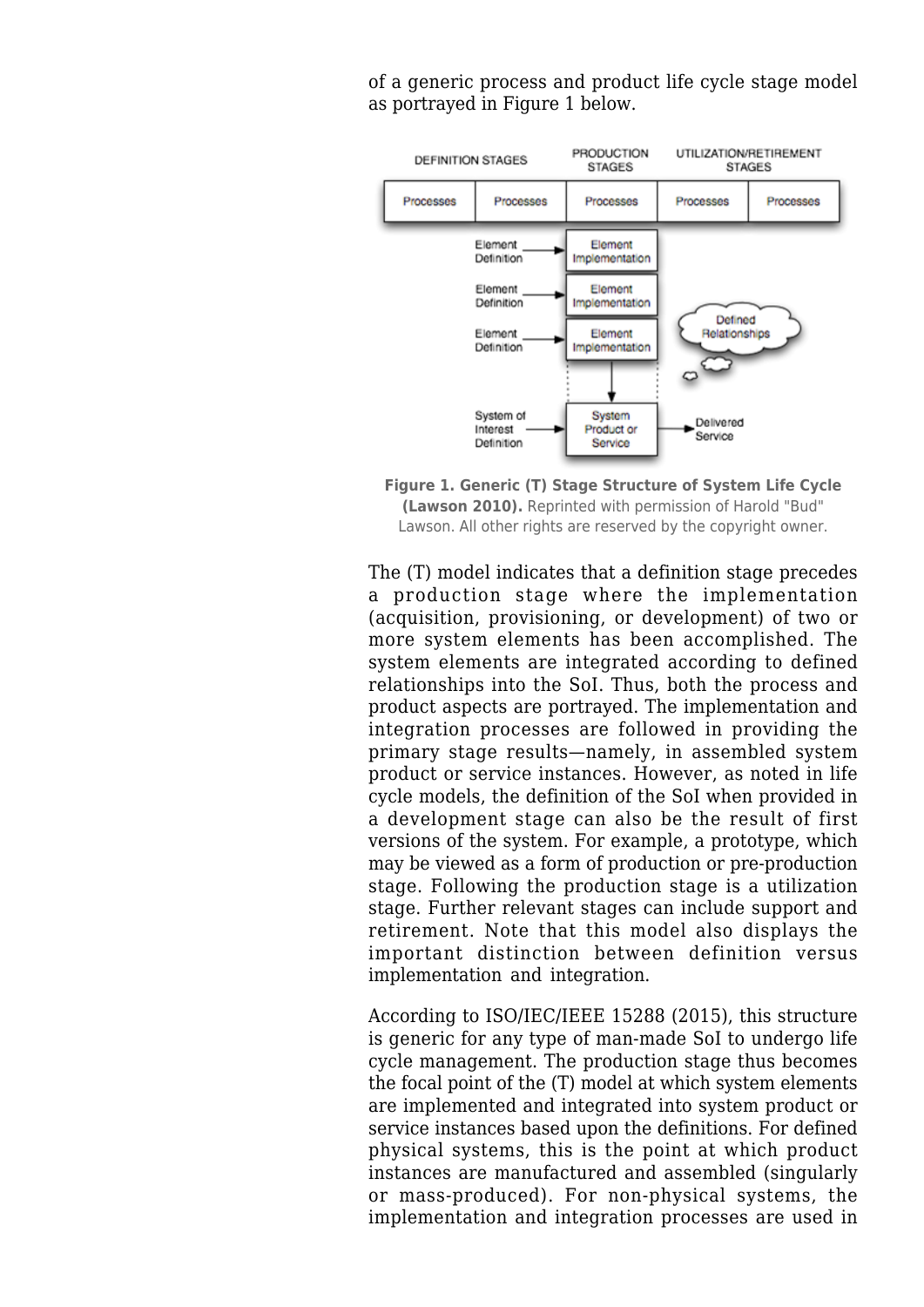of a generic process and product life cycle stage model as portrayed in Figure 1 below.

DEFINITION STAGES

PRODUCTION STAGES

UTILIZATION/RETIREMENT STAGES

Processes

Processes

Processes

Processes

Processes

Element Definition

Element Implementation

Element Definition

Element Implementation

Element Definition

Element Implementation

Defined Relationships

System of Interest Definition

System Product or Service

Delivered Service

**Figure 1. Generic (T) Stage Structure of System Life Cycle (Lawson 2010).** Reprinted with permission of Harold "Bud" Lawson. All other rights are reserved by the copyright owner.

The (T) model indicates that a definition stage precedes a production stage where the implementation (acquisition, provisioning, or development) of two or more system elements has been accomplished. The system elements are integrated according to defined relationships into the SoI. Thus, both the process and product aspects are portrayed. The implementation and integration processes are followed in providing the primary stage results—namely, in assembled system product or service instances. However, as noted in life cycle models, the definition of the SoI when provided in a development stage can also be the result of first versions of the system. For example, a prototype, which may be viewed as a form of production or pre-production stage. Following the production stage is a utilization stage. Further relevant stages can include support and retirement. Note that this model also displays the important distinction between definition versus implementation and integration.

According to ISO/IEC/IEEE 15288 (2015), this structure is generic for any type of man-made SoI to undergo life cycle management. The production stage thus becomes the focal point of the (T) model at which system elements are implemented and integrated into system product or service instances based upon the definitions. For defined physical systems, this is the point at which product instances are manufactured and assembled (singularly or mass-produced). For non-physical systems, the implementation and integration processes are used in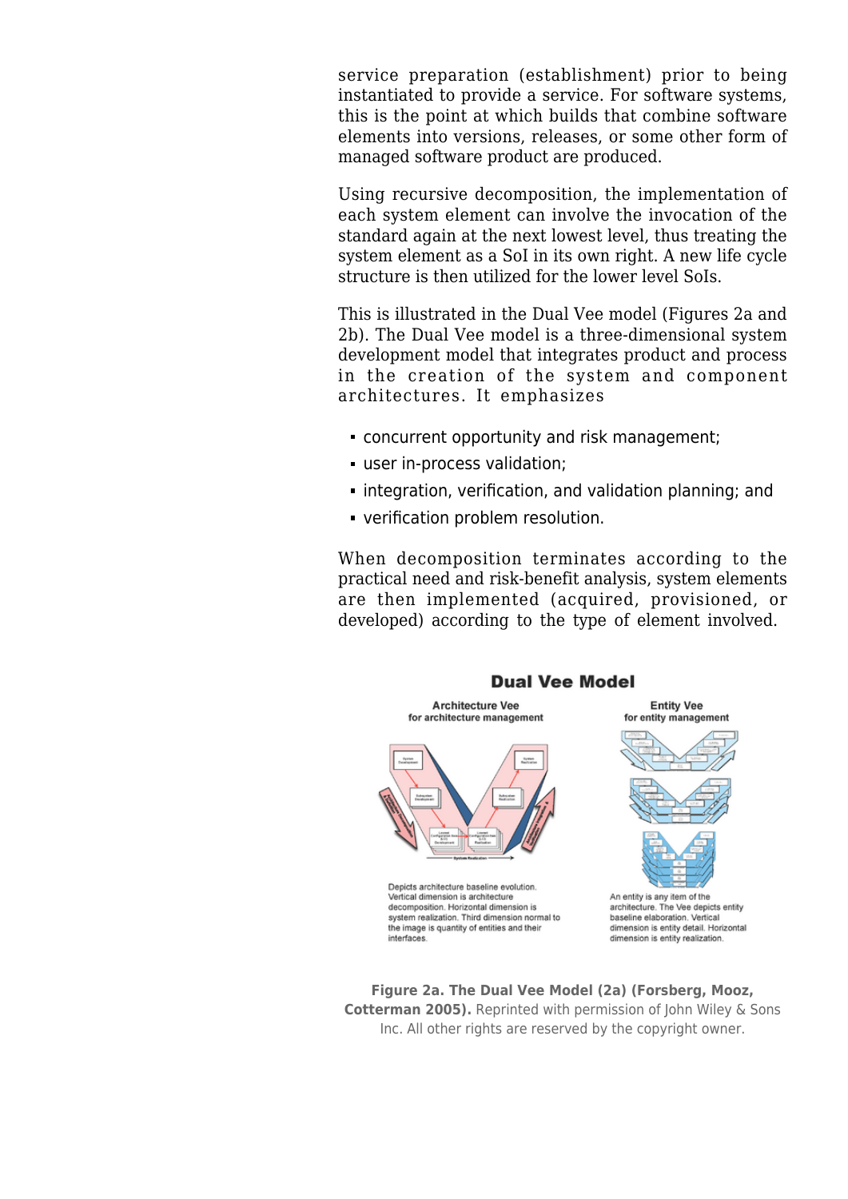service preparation (establishment) prior to being instantiated to provide a service. For software systems, this is the point at which builds that combine software elements into versions, releases, or some other form of managed software product are produced.

Using recursive decomposition, the implementation of each system element can involve the invocation of the standard again at the next lowest level, thus treating the system element as a SoI in its own right. A new life cycle structure is then utilized for the lower level SoIs.

This is illustrated in the Dual Vee model (Figures 2a and 2b). The Dual Vee model is a three-dimensional system development model that integrates product and process in the creation of the system and component architectures. It emphasizes

- concurrent opportunity and risk management;
- user in-process validation;
- integration, verification, and validation planning; and
- verification problem resolution.

When decomposition terminates according to the practical need and risk-benefit analysis, system elements are then implemented (acquired, provisioned, or developed) according to the type of element involved.

Dual Vee Model

Architecture Vee
for architecture management

Entity Vee
for entity management

Depicts architecture baseline evolution. Vertical dimension is architecture decomposition. Horizontal dimension is system realization. Third dimension normal to the image is quantity of entities and their interfaces.

An entity is any item of the architecture. The Vee depicts entity baseline elaboration. Vertical dimension is entity detail. Horizontal dimension is entity realization.

**Figure 2a. The Dual Vee Model (2a) (Forsberg, Mooz, Cotterman 2005).** Reprinted with permission of John Wiley & Sons Inc. All other rights are reserved by the copyright owner.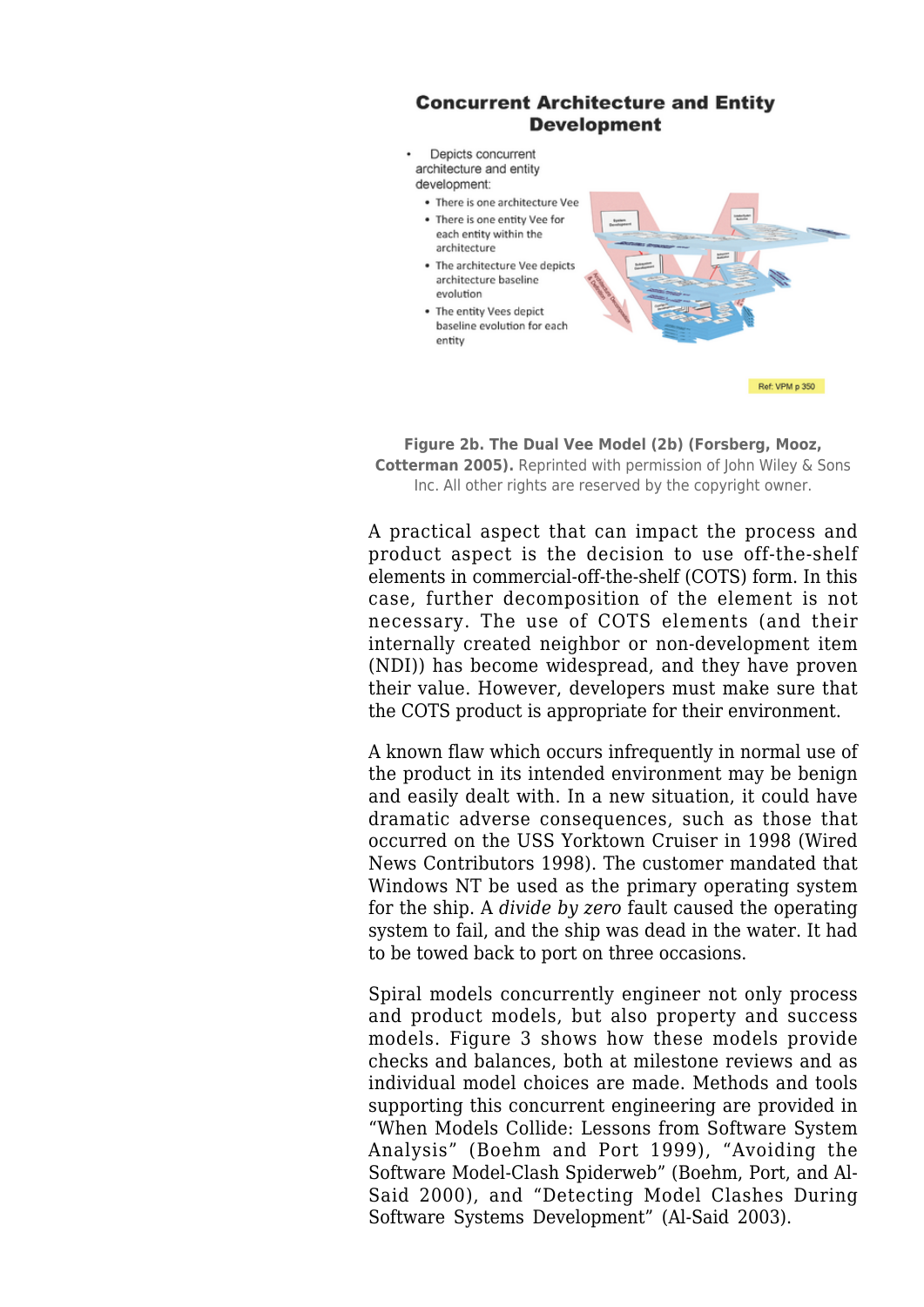**Concurrent Architecture and Entity Development**

- Depicts concurrent architecture and entity development:
  - There is one architecture Vee
  - There is one entity Vee for each entity within the architecture
  - The architecture Vee depicts architecture baseline evolution
  - The entity Vees depict baseline evolution for each entity

Ref: VPM p 350

**Figure 2b. The Dual Vee Model (2b) (Forsberg, Mooz, Cotterman 2005).** Reprinted with permission of John Wiley & Sons Inc. All other rights are reserved by the copyright owner.

A practical aspect that can impact the process and product aspect is the decision to use off-the-shelf elements in commercial-off-the-shelf (COTS) form. In this case, further decomposition of the element is not necessary. The use of COTS elements (and their internally created neighbor or non-development item (NDI)) has become widespread, and they have proven their value. However, developers must make sure that the COTS product is appropriate for their environment.

A known flaw which occurs infrequently in normal use of the product in its intended environment may be benign and easily dealt with. In a new situation, it could have dramatic adverse consequences, such as those that occurred on the USS Yorktown Cruiser in 1998 (Wired News Contributors 1998). The customer mandated that Windows NT be used as the primary operating system for the ship. A *divide by zero* fault caused the operating system to fail, and the ship was dead in the water. It had to be towed back to port on three occasions.

Spiral models concurrently engineer not only process and product models, but also property and success models. Figure 3 shows how these models provide checks and balances, both at milestone reviews and as individual model choices are made. Methods and tools supporting this concurrent engineering are provided in "When Models Collide: Lessons from Software System Analysis" (Boehm and Port 1999), "Avoiding the Software Model-Clash Spiderweb" (Boehm, Port, and Al-Said 2000), and "Detecting Model Clashes During Software Systems Development" (Al-Said 2003).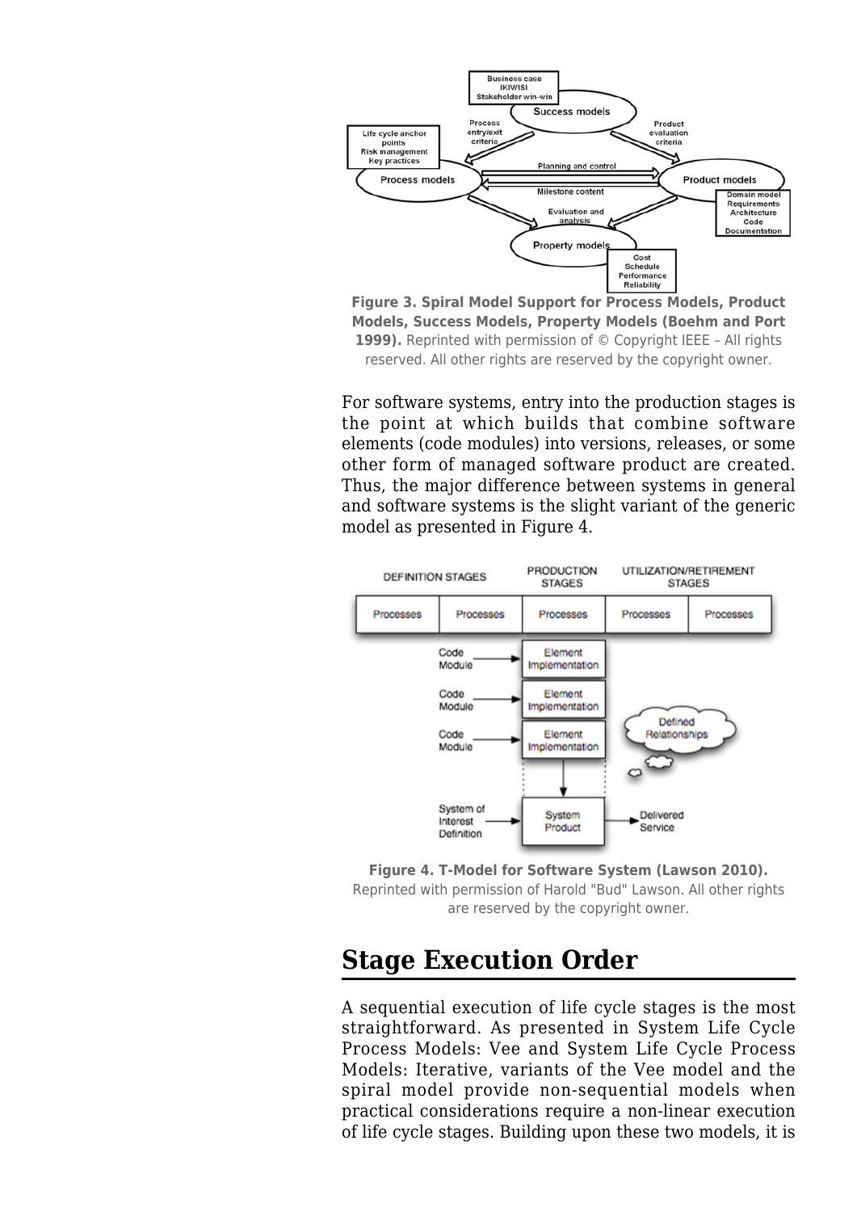Business case
IKIWISI
Stakeholder win-win

Success models

Process entry/exit criteria

Product evaluation criteria

Life cycle anchor points
Risk management
Key practices

Process models

Planning and control

Milestone content

Product models

Domain model
Requirements
Architecture
Code
Documentation

Evaluation and analysis

Property models

Cost
Schedule
Performance
Reliability

**Figure 3. Spiral Model Support for Process Models, Product Models, Success Models, Property Models (Boehm and Port 1999).** Reprinted with permission of © Copyright IEEE – All rights reserved. All other rights are reserved by the copyright owner.

For software systems, entry into the production stages is the point at which builds that combine software elements (code modules) into versions, releases, or some other form of managed software product are created. Thus, the major difference between systems in general and software systems is the slight variant of the generic model as presented in Figure 4.

DEFINITION STAGES

PRODUCTION STAGES

UTILIZATION/RETIREMENT STAGES

Processes

Processes

Processes

Processes

Processes

Code Module

Element Implementation

Code Module

Element Implementation

Code Module

Element Implementation

Defined Relationships

System of Interest Definition

System Product

Delivered Service

**Figure 4. T-Model for Software System (Lawson 2010).** Reprinted with permission of Harold "Bud" Lawson. All other rights are reserved by the copyright owner.

## Stage Execution Order

A sequential execution of life cycle stages is the most straightforward. As presented in System Life Cycle Process Models: Vee and System Life Cycle Process Models: Iterative, variants of the Vee model and the spiral model provide non-sequential models when practical considerations require a non-linear execution of life cycle stages. Building upon these two models, it is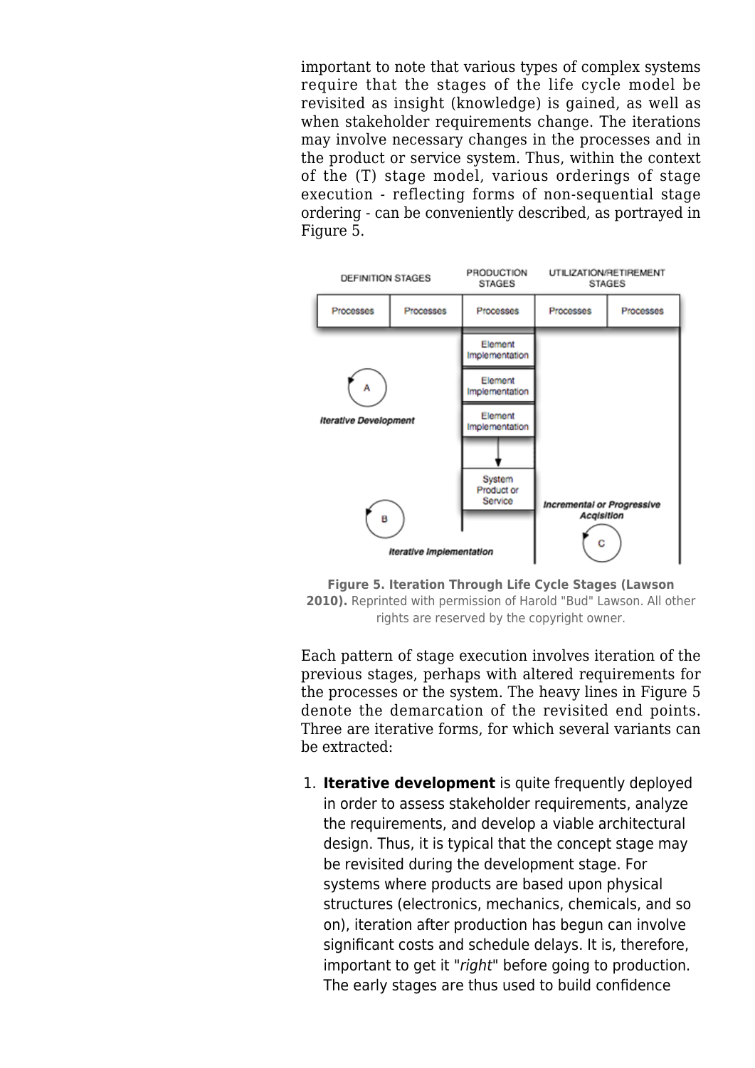important to note that various types of complex systems require that the stages of the life cycle model be revisited as insight (knowledge) is gained, as well as when stakeholder requirements change. The iterations may involve necessary changes in the processes and in the product or service system. Thus, within the context of the (T) stage model, various orderings of stage execution - reflecting forms of non-sequential stage ordering - can be conveniently described, as portrayed in Figure 5.

DEFINITION STAGES
PRODUCTION STAGES
UTILIZATION/RETIREMENT STAGES
Processes
Processes
Processes
Processes
Processes
Element Implementation
Element Implementation
Element Implementation
System Product or Service
A
Iterative Development
B
Iterative Implementation
Incremental or Progressive Acqisition
C

**Figure 5. Iteration Through Life Cycle Stages (Lawson 2010).** Reprinted with permission of Harold "Bud" Lawson. All other rights are reserved by the copyright owner.

Each pattern of stage execution involves iteration of the previous stages, perhaps with altered requirements for the processes or the system. The heavy lines in Figure 5 denote the demarcation of the revisited end points. Three are iterative forms, for which several variants can be extracted:

1. **Iterative development** is quite frequently deployed in order to assess stakeholder requirements, analyze the requirements, and develop a viable architectural design. Thus, it is typical that the concept stage may be revisited during the development stage. For systems where products are based upon physical structures (electronics, mechanics, chemicals, and so on), iteration after production has begun can involve significant costs and schedule delays. It is, therefore, important to get it "*right*" before going to production. The early stages are thus used to build confidence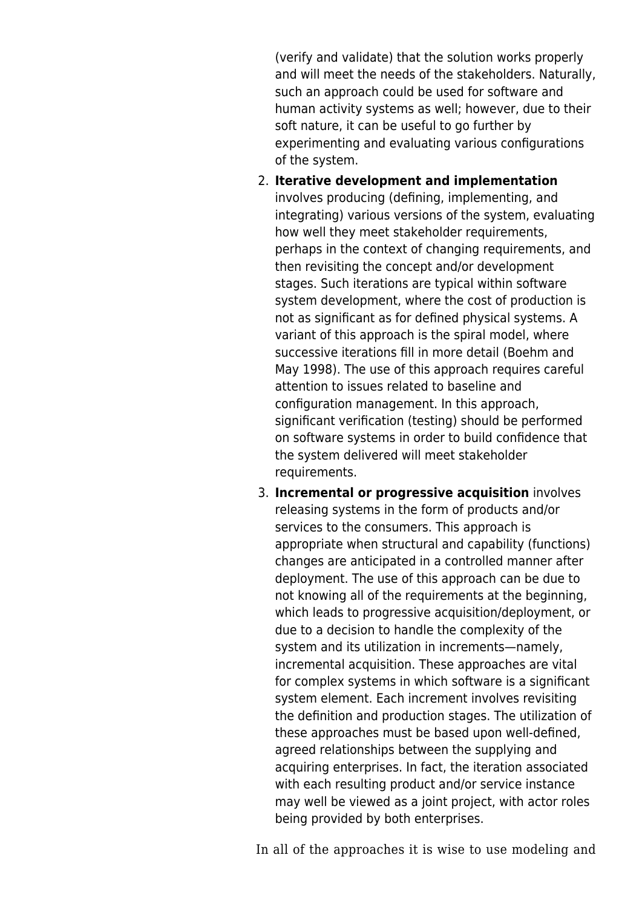(verify and validate) that the solution works properly and will meet the needs of the stakeholders. Naturally, such an approach could be used for software and human activity systems as well; however, due to their soft nature, it can be useful to go further by experimenting and evaluating various configurations of the system.

2. **Iterative development and implementation** involves producing (defining, implementing, and integrating) various versions of the system, evaluating how well they meet stakeholder requirements, perhaps in the context of changing requirements, and then revisiting the concept and/or development stages. Such iterations are typical within software system development, where the cost of production is not as significant as for defined physical systems. A variant of this approach is the spiral model, where successive iterations fill in more detail (Boehm and May 1998). The use of this approach requires careful attention to issues related to baseline and configuration management. In this approach, significant verification (testing) should be performed on software systems in order to build confidence that the system delivered will meet stakeholder requirements.
3. **Incremental or progressive acquisition** involves releasing systems in the form of products and/or services to the consumers. This approach is appropriate when structural and capability (functions) changes are anticipated in a controlled manner after deployment. The use of this approach can be due to not knowing all of the requirements at the beginning, which leads to progressive acquisition/deployment, or due to a decision to handle the complexity of the system and its utilization in increments—namely, incremental acquisition. These approaches are vital for complex systems in which software is a significant system element. Each increment involves revisiting the definition and production stages. The utilization of these approaches must be based upon well-defined, agreed relationships between the supplying and acquiring enterprises. In fact, the iteration associated with each resulting product and/or service instance may well be viewed as a joint project, with actor roles being provided by both enterprises.

In all of the approaches it is wise to use modeling and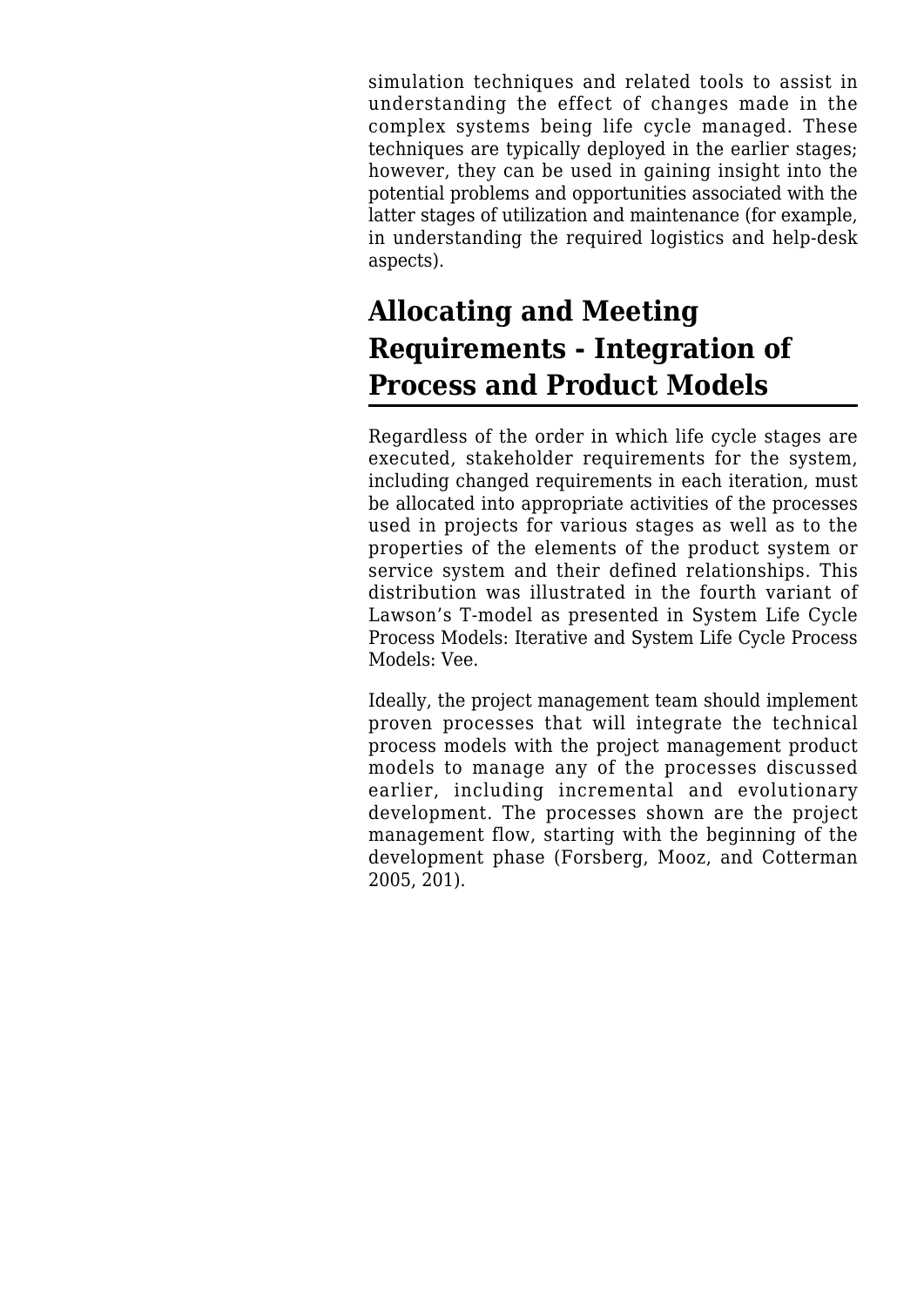simulation techniques and related tools to assist in understanding the effect of changes made in the complex systems being life cycle managed. These techniques are typically deployed in the earlier stages; however, they can be used in gaining insight into the potential problems and opportunities associated with the latter stages of utilization and maintenance (for example, in understanding the required logistics and help-desk aspects).

## Allocating and Meeting Requirements - Integration of Process and Product Models

Regardless of the order in which life cycle stages are executed, stakeholder requirements for the system, including changed requirements in each iteration, must be allocated into appropriate activities of the processes used in projects for various stages as well as to the properties of the elements of the product system or service system and their defined relationships. This distribution was illustrated in the fourth variant of Lawson's T-model as presented in System Life Cycle Process Models: Iterative and System Life Cycle Process Models: Vee.

Ideally, the project management team should implement proven processes that will integrate the technical process models with the project management product models to manage any of the processes discussed earlier, including incremental and evolutionary development. The processes shown are the project management flow, starting with the beginning of the development phase (Forsberg, Mooz, and Cotterman 2005, 201).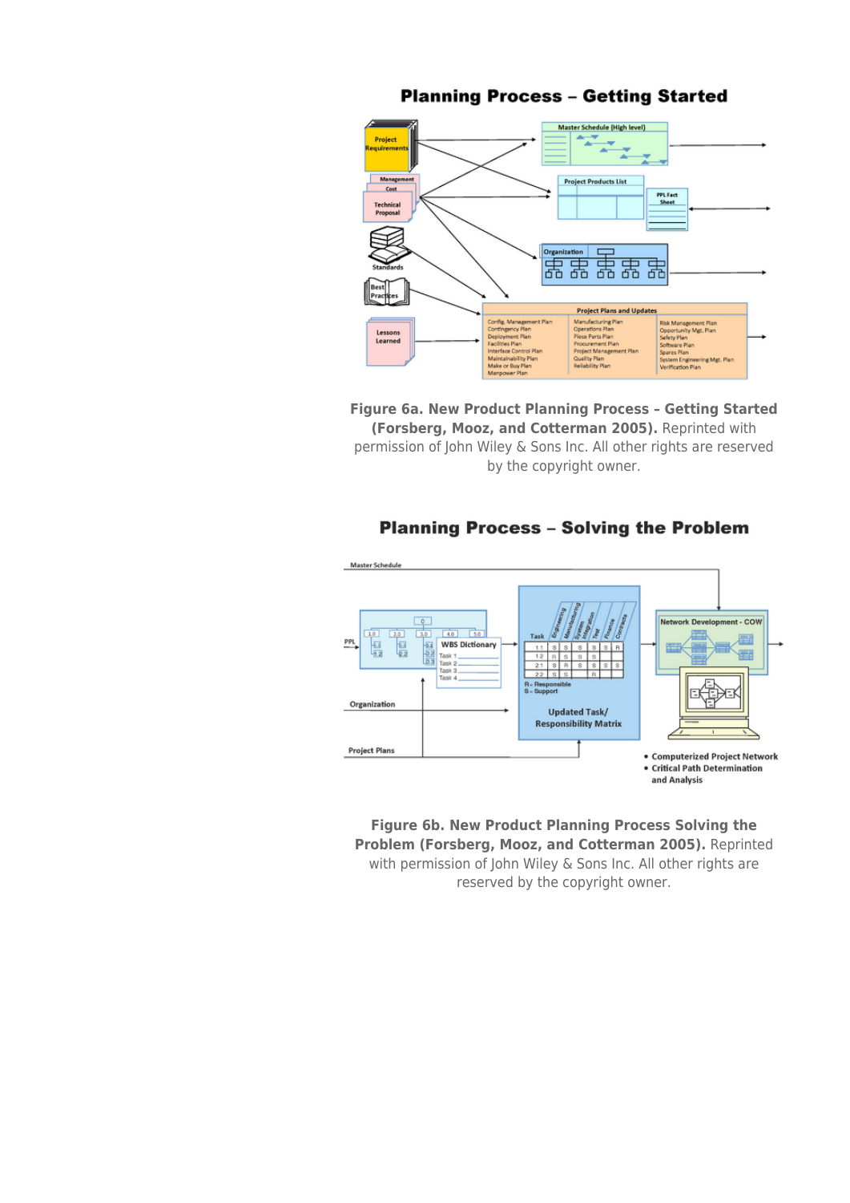Planning Process – Getting Started

Project Requirements

Management

Cost

Technical Proposal

Standards

Best Practices

Lessons Learned

Master Schedule (High level)

Project Products List

PPL Fact Sheet

Organization

Project Plans and Updates

Config. Management Plan
Contingency Plan
Deployment Plan
Facilities Plan
Interface Control Plan
Maintainability Plan
Make or Buy Plan
Manpower Plan

Manufacturing Plan
Operations Plan
Piece Parts Plan
Procurement Plan
Project Management Plan
Quality Plan
Reliability Plan

Risk Management Plan
Opportunity Mgt. Plan
Safety Plan
Software Plan
Spares Plan
System Engineering Mgt. Plan
Verification Plan

**Figure 6a. New Product Planning Process – Getting Started (Forsberg, Mooz, and Cotterman 2005).** Reprinted with permission of John Wiley & Sons Inc. All other rights are reserved by the copyright owner.

Planning Process – Solving the Problem

Master Schedule

PPL

Organization

Project Plans

WBS Dictionary

Task 1
Task 2
Task 3
Task 4

Task

Engineering
Manufacturing
System Integration
Test
Finance
Contracts

R = Responsible
S = Support

Updated Task/ Responsibility Matrix

Network Development - COW

• Computerized Project Network
• Critical Path Determination and Analysis

**Figure 6b. New Product Planning Process Solving the Problem (Forsberg, Mooz, and Cotterman 2005).** Reprinted with permission of John Wiley & Sons Inc. All other rights are reserved by the copyright owner.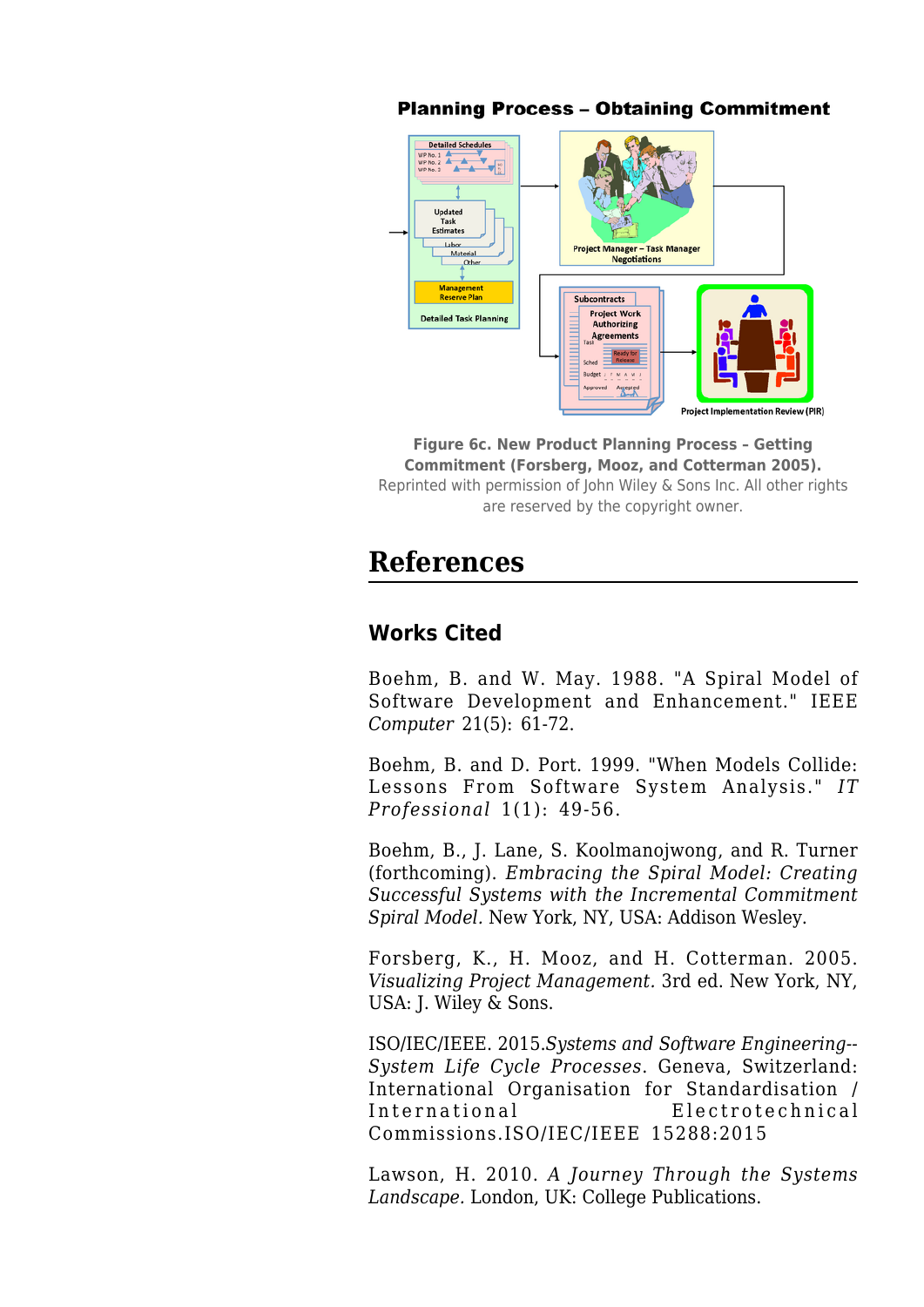**Figure 6c. New Product Planning Process – Getting Commitment (Forsberg, Mooz, and Cotterman 2005).** Reprinted with permission of John Wiley & Sons Inc. All other rights are reserved by the copyright owner.

# References

## Works Cited

Boehm, B. and W. May. 1988. "A Spiral Model of Software Development and Enhancement." IEEE *Computer* 21(5): 61-72.

Boehm, B. and D. Port. 1999. "When Models Collide: Lessons From Software System Analysis." *IT Professional* 1(1): 49-56.

Boehm, B., J. Lane, S. Koolmanojwong, and R. Turner (forthcoming). *Embracing the Spiral Model: Creating Successful Systems with the Incremental Commitment Spiral Model.* New York, NY, USA: Addison Wesley.

Forsberg, K., H. Mooz, and H. Cotterman. 2005. *Visualizing Project Management.* 3rd ed. New York, NY, USA: J. Wiley & Sons.

ISO/IEC/IEEE. 2015.*Systems and Software Engineering--System Life Cycle Processes*. Geneva, Switzerland: International Organisation for Standardisation / International Electrotechnical Commissions.ISO/IEC/IEEE 15288:2015

Lawson, H. 2010. *A Journey Through the Systems Landscape.* London, UK: College Publications.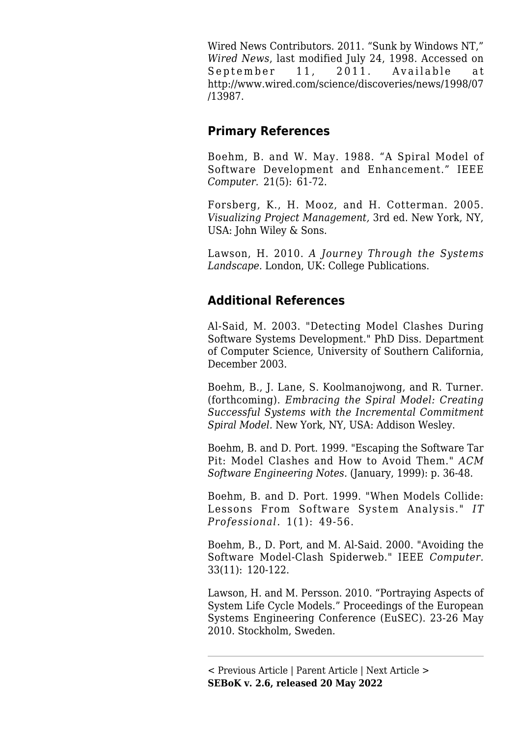Wired News Contributors. 2011. “Sunk by Windows NT,” *Wired News*, last modified July 24, 1998. Accessed on September 11, 2011. Available at http://www.wired.com/science/discoveries/news/1998/07/13987.

## Primary References

Boehm, B. and W. May. 1988. “A Spiral Model of Software Development and Enhancement.” IEEE *Computer.* 21(5): 61-72.

Forsberg, K., H. Mooz, and H. Cotterman. 2005. *Visualizing Project Management,* 3rd ed. New York, NY, USA: John Wiley & Sons.

Lawson, H. 2010. *A Journey Through the Systems Landscape.* London, UK: College Publications.

## Additional References

Al-Said, M. 2003. "Detecting Model Clashes During Software Systems Development." PhD Diss. Department of Computer Science, University of Southern California, December 2003.

Boehm, B., J. Lane, S. Koolmanojwong, and R. Turner. (forthcoming). *Embracing the Spiral Model: Creating Successful Systems with the Incremental Commitment Spiral Model.* New York, NY, USA: Addison Wesley.

Boehm, B. and D. Port. 1999. "Escaping the Software Tar Pit: Model Clashes and How to Avoid Them." *ACM Software Engineering Notes.* (January, 1999): p. 36-48.

Boehm, B. and D. Port. 1999. "When Models Collide: Lessons From Software System Analysis." *IT Professional.* 1(1): 49-56.

Boehm, B., D. Port, and M. Al-Said. 2000. "Avoiding the Software Model-Clash Spiderweb." IEEE *Computer.* 33(11): 120-122.

Lawson, H. and M. Persson. 2010. “Portraying Aspects of System Life Cycle Models.” Proceedings of the European Systems Engineering Conference (EuSEC). 23-26 May 2010. Stockholm, Sweden.

---

< Previous Article | Parent Article | Next Article >
**SEBoK v. 2.6, released 20 May 2022**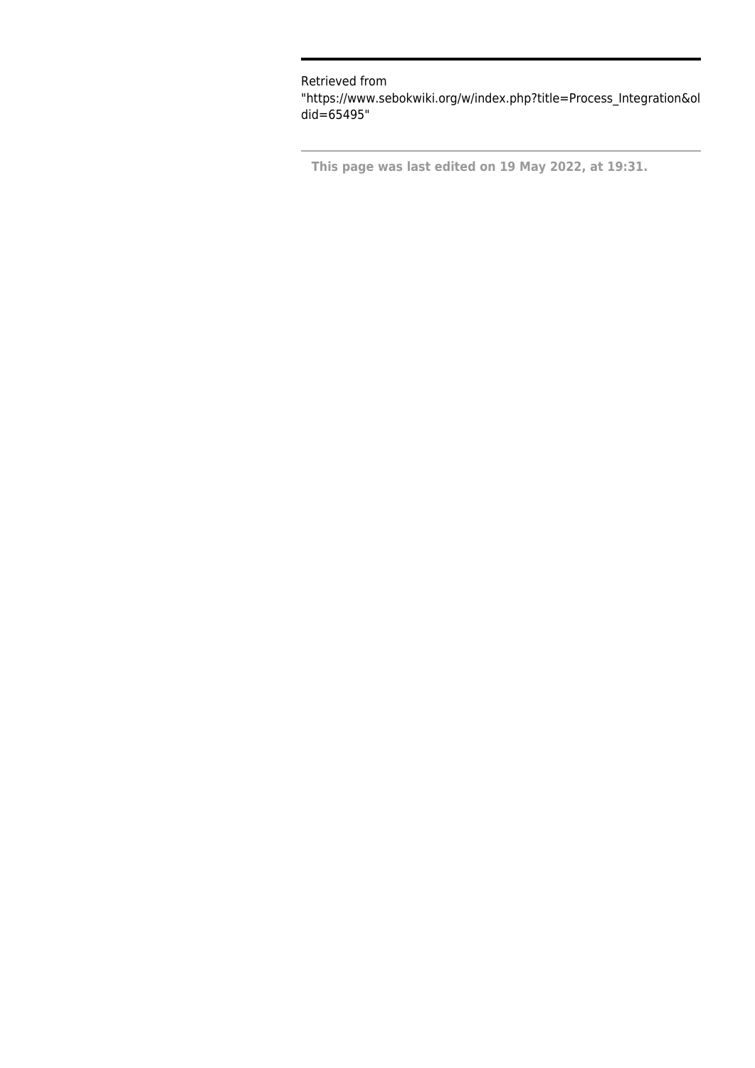Retrieved from "https://www.sebokwiki.org/w/index.php?title=Process_Integration&oldid=65495"

This page was last edited on 19 May 2022, at 19:31.